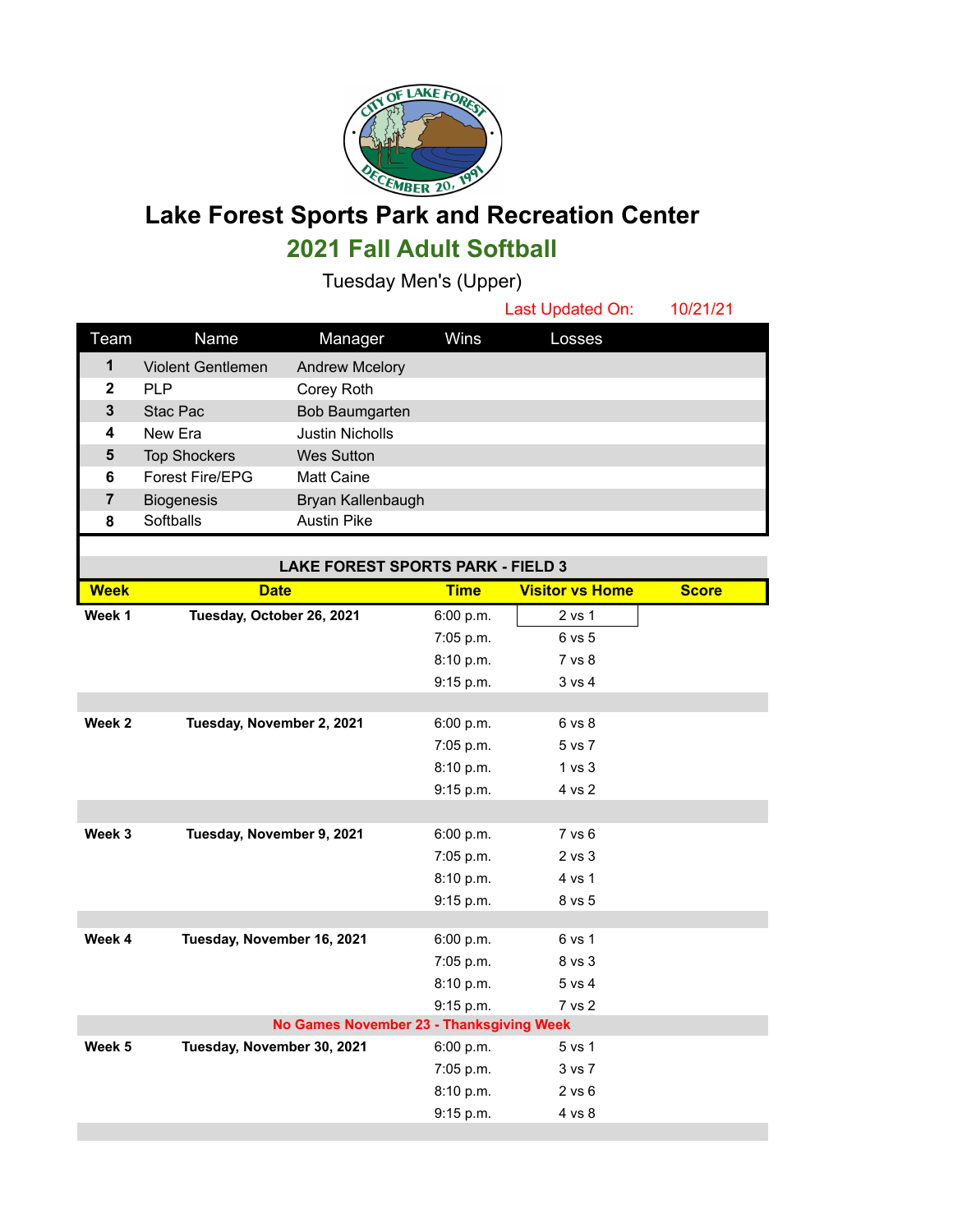# Lake Forest Sports Park and Recreation Center

## 2021 Fall Adult Softball

Tuesday Men's (Upper)

Last Updated On: 10/21/21

| Team | Name | Manager | Wins | Losses |
|---|---|---|---|---|
| 1 | Violent Gentlemen | Andrew Mcelory | | |
| 2 | PLP | Corey Roth | | |
| 3 | Stac Pac | Bob Baumgarten | | |
| 4 | New Era | Justin Nicholls | | |
| 5 | Top Shockers | Wes Sutton | | |
| 6 | Forest Fire/EPG | Matt Caine | | |
| 7 | Biogenesis | Bryan Kallenbaugh | | |
| 8 | Softballs | Austin Pike | | |

**LAKE FOREST SPORTS PARK - FIELD 3**

| Week | Date | Time | Visitor vs Home | Score |
|---|---|---|---|---|
| **Week 1** | **Tuesday, October 26, 2021** | 6:00 p.m. | 2 vs 1 | |
| | | 7:05 p.m. | 6 vs 5 | |
| | | 8:10 p.m. | 7 vs 8 | |
| | | 9:15 p.m. | 3 vs 4 | |
| **Week 2** | **Tuesday, November 2, 2021** | 6:00 p.m. | 6 vs 8 | |
| | | 7:05 p.m. | 5 vs 7 | |
| | | 8:10 p.m. | 1 vs 3 | |
| | | 9:15 p.m. | 4 vs 2 | |
| **Week 3** | **Tuesday, November 9, 2021** | 6:00 p.m. | 7 vs 6 | |
| | | 7:05 p.m. | 2 vs 3 | |
| | | 8:10 p.m. | 4 vs 1 | |
| | | 9:15 p.m. | 8 vs 5 | |
| **Week 4** | **Tuesday, November 16, 2021** | 6:00 p.m. | 6 vs 1 | |
| | | 7:05 p.m. | 8 vs 3 | |
| | | 8:10 p.m. | 5 vs 4 | |
| | | 9:15 p.m. | 7 vs 2 | |
| | **No Games November 23 - Thanksgiving Week** | | | |
| **Week 5** | **Tuesday, November 30, 2021** | 6:00 p.m. | 5 vs 1 | |
| | | 7:05 p.m. | 3 vs 7 | |
| | | 8:10 p.m. | 2 vs 6 | |
| | | 9:15 p.m. | 4 vs 8 | |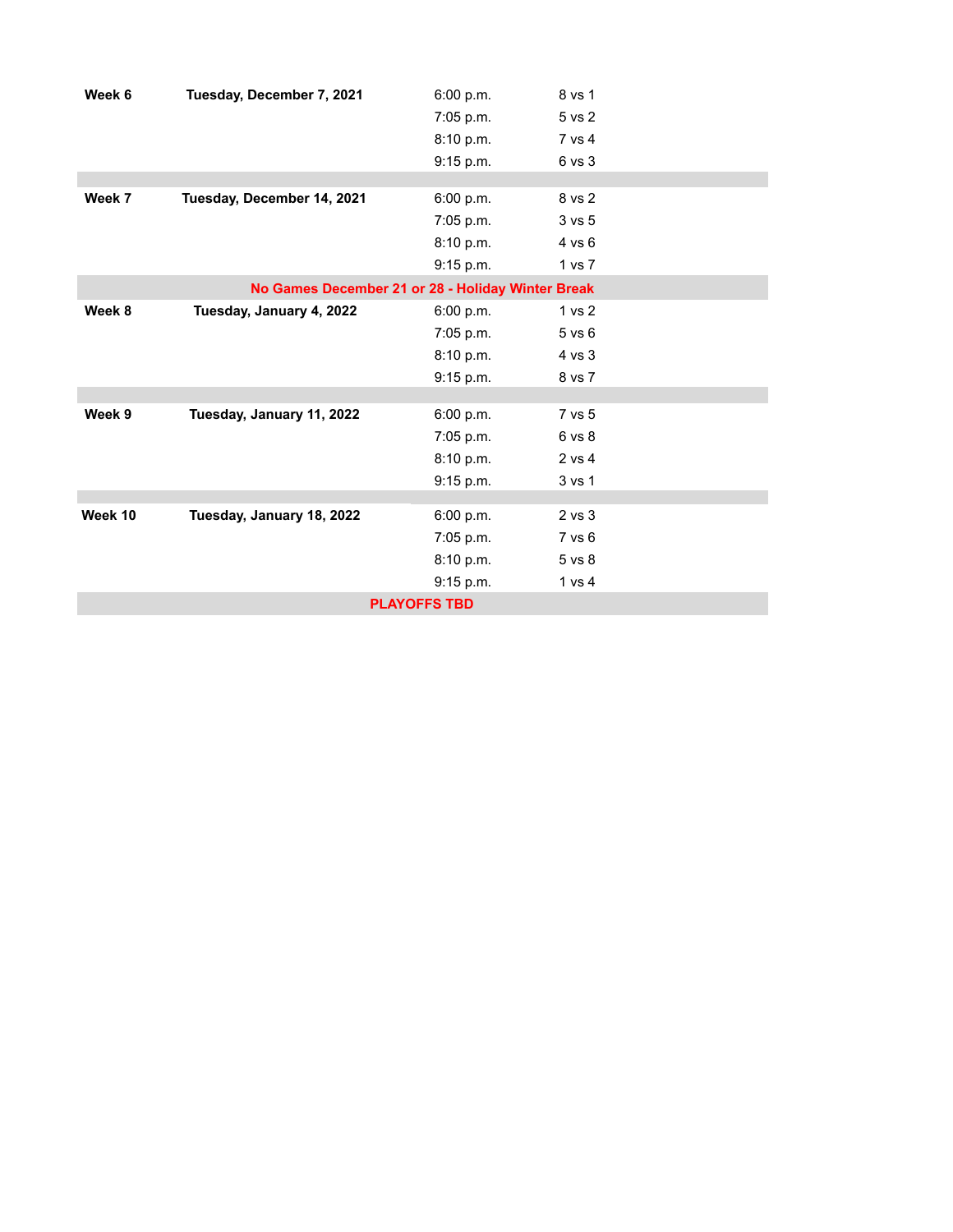| | | | |
|---|---|---|---|
| **Week 6** | **Tuesday, December 7, 2021** | 6:00 p.m. | 8 vs 1 |
| | | 7:05 p.m. | 5 vs 2 |
| | | 8:10 p.m. | 7 vs 4 |
| | | 9:15 p.m. | 6 vs 3 |
| | | | |
| **Week 7** | **Tuesday, December 14, 2021** | 6:00 p.m. | 8 vs 2 |
| | | 7:05 p.m. | 3 vs 5 |
| | | 8:10 p.m. | 4 vs 6 |
| | | 9:15 p.m. | 1 vs 7 |
| **No Games December 21 or 28 - Holiday Winter Break** | | | |
| **Week 8** | **Tuesday, January 4, 2022** | 6:00 p.m. | 1 vs 2 |
| | | 7:05 p.m. | 5 vs 6 |
| | | 8:10 p.m. | 4 vs 3 |
| | | 9:15 p.m. | 8 vs 7 |
| | | | |
| **Week 9** | **Tuesday, January 11, 2022** | 6:00 p.m. | 7 vs 5 |
| | | 7:05 p.m. | 6 vs 8 |
| | | 8:10 p.m. | 2 vs 4 |
| | | 9:15 p.m. | 3 vs 1 |
| | | | |
| **Week 10** | **Tuesday, January 18, 2022** | 6:00 p.m. | 2 vs 3 |
| | | 7:05 p.m. | 7 vs 6 |
| | | 8:10 p.m. | 5 vs 8 |
| | | 9:15 p.m. | 1 vs 4 |
| **PLAYOFFS TBD** | | | |